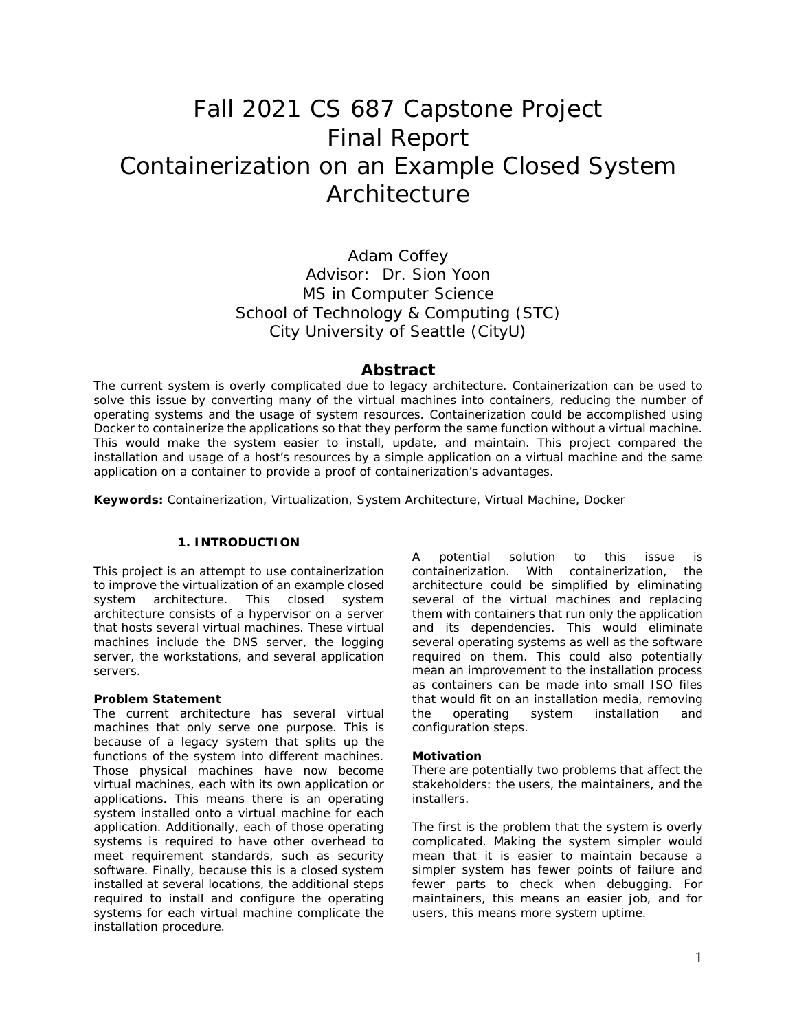# Fall 2021 CS 687 Capstone Project Final Report
# Containerization on an Example Closed System Architecture

Adam Coffey
Advisor: Dr. Sion Yoon
MS in Computer Science
School of Technology & Computing (STC)
City University of Seattle (CityU)

## Abstract

The current system is overly complicated due to legacy architecture. Containerization can be used to solve this issue by converting many of the virtual machines into containers, reducing the number of operating systems and the usage of system resources. Containerization could be accomplished using Docker to containerize the applications so that they perform the same function without a virtual machine. This would make the system easier to install, update, and maintain. This project compared the installation and usage of a host's resources by a simple application on a virtual machine and the same application on a container to provide a proof of containerization's advantages.

**Keywords:** Containerization, Virtualization, System Architecture, Virtual Machine, Docker

## 1. INTRODUCTION

This project is an attempt to use containerization to improve the virtualization of an example closed system architecture. This closed system architecture consists of a hypervisor on a server that hosts several virtual machines. These virtual machines include the DNS server, the logging server, the workstations, and several application servers.

### Problem Statement

The current architecture has several virtual machines that only serve one purpose. This is because of a legacy system that splits up the functions of the system into different machines. Those physical machines have now become virtual machines, each with its own application or applications. This means there is an operating system installed onto a virtual machine for each application. Additionally, each of those operating systems is required to have other overhead to meet requirement standards, such as security software. Finally, because this is a closed system installed at several locations, the additional steps required to install and configure the operating systems for each virtual machine complicate the installation procedure.

A potential solution to this issue is containerization. With containerization, the architecture could be simplified by eliminating several of the virtual machines and replacing them with containers that run only the application and its dependencies. This would eliminate several operating systems as well as the software required on them. This could also potentially mean an improvement to the installation process as containers can be made into small ISO files that would fit on an installation media, removing the operating system installation and configuration steps.

### Motivation

There are potentially two problems that affect the stakeholders: the users, the maintainers, and the installers.

The first is the problem that the system is overly complicated. Making the system simpler would mean that it is easier to maintain because a simpler system has fewer points of failure and fewer parts to check when debugging. For maintainers, this means an easier job, and for users, this means more system uptime.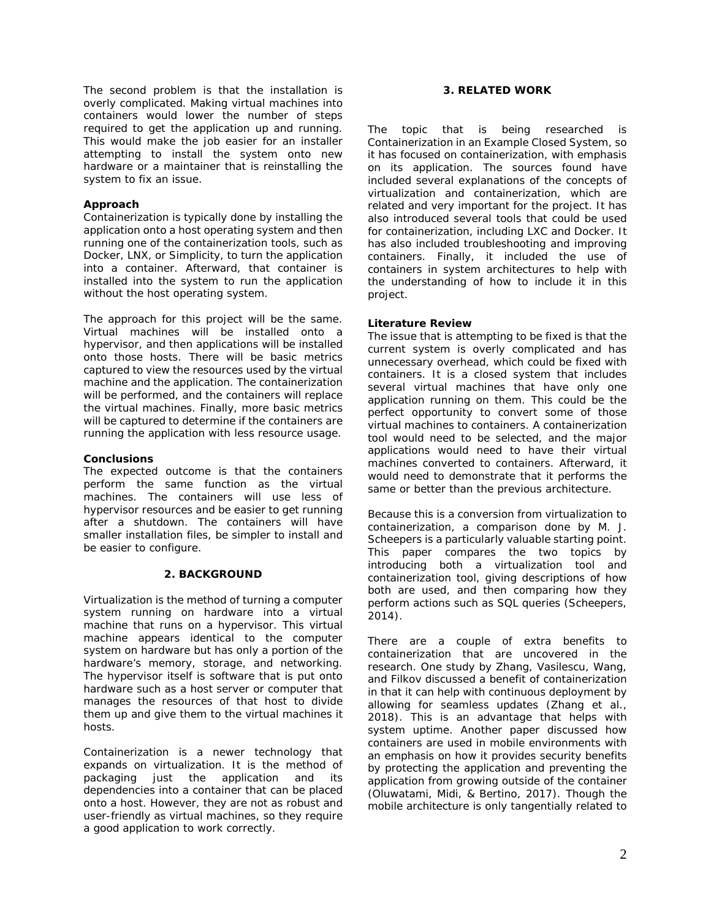The second problem is that the installation is overly complicated. Making virtual machines into containers would lower the number of steps required to get the application up and running. This would make the job easier for an installer attempting to install the system onto new hardware or a maintainer that is reinstalling the system to fix an issue.

**Approach**

Containerization is typically done by installing the application onto a host operating system and then running one of the containerization tools, such as Docker, LNX, or Simplicity, to turn the application into a container. Afterward, that container is installed into the system to run the application without the host operating system.

The approach for this project will be the same. Virtual machines will be installed onto a hypervisor, and then applications will be installed onto those hosts. There will be basic metrics captured to view the resources used by the virtual machine and the application. The containerization will be performed, and the containers will replace the virtual machines. Finally, more basic metrics will be captured to determine if the containers are running the application with less resource usage.

**Conclusions**

The expected outcome is that the containers perform the same function as the virtual machines. The containers will use less of hypervisor resources and be easier to get running after a shutdown. The containers will have smaller installation files, be simpler to install and be easier to configure.

## 2. BACKGROUND

Virtualization is the method of turning a computer system running on hardware into a virtual machine that runs on a hypervisor. This virtual machine appears identical to the computer system on hardware but has only a portion of the hardware's memory, storage, and networking. The hypervisor itself is software that is put onto hardware such as a host server or computer that manages the resources of that host to divide them up and give them to the virtual machines it hosts.

Containerization is a newer technology that expands on virtualization. It is the method of packaging just the application and its dependencies into a container that can be placed onto a host. However, they are not as robust and user-friendly as virtual machines, so they require a good application to work correctly.

## 3. RELATED WORK

The topic that is being researched is Containerization in an Example Closed System, so it has focused on containerization, with emphasis on its application. The sources found have included several explanations of the concepts of virtualization and containerization, which are related and very important for the project. It has also introduced several tools that could be used for containerization, including LXC and Docker. It has also included troubleshooting and improving containers. Finally, it included the use of containers in system architectures to help with the understanding of how to include it in this project.

**Literature Review**

The issue that is attempting to be fixed is that the current system is overly complicated and has unnecessary overhead, which could be fixed with containers. It is a closed system that includes several virtual machines that have only one application running on them. This could be the perfect opportunity to convert some of those virtual machines to containers. A containerization tool would need to be selected, and the major applications would need to have their virtual machines converted to containers. Afterward, it would need to demonstrate that it performs the same or better than the previous architecture.

Because this is a conversion from virtualization to containerization, a comparison done by M. J. Scheepers is a particularly valuable starting point. This paper compares the two topics by introducing both a virtualization tool and containerization tool, giving descriptions of how both are used, and then comparing how they perform actions such as SQL queries (Scheepers, 2014).

There are a couple of extra benefits to containerization that are uncovered in the research. One study by Zhang, Vasilescu, Wang, and Filkov discussed a benefit of containerization in that it can help with continuous deployment by allowing for seamless updates (Zhang et al., 2018). This is an advantage that helps with system uptime. Another paper discussed how containers are used in mobile environments with an emphasis on how it provides security benefits by protecting the application and preventing the application from growing outside of the container (Oluwatami, Midi, & Bertino, 2017). Though the mobile architecture is only tangentially related to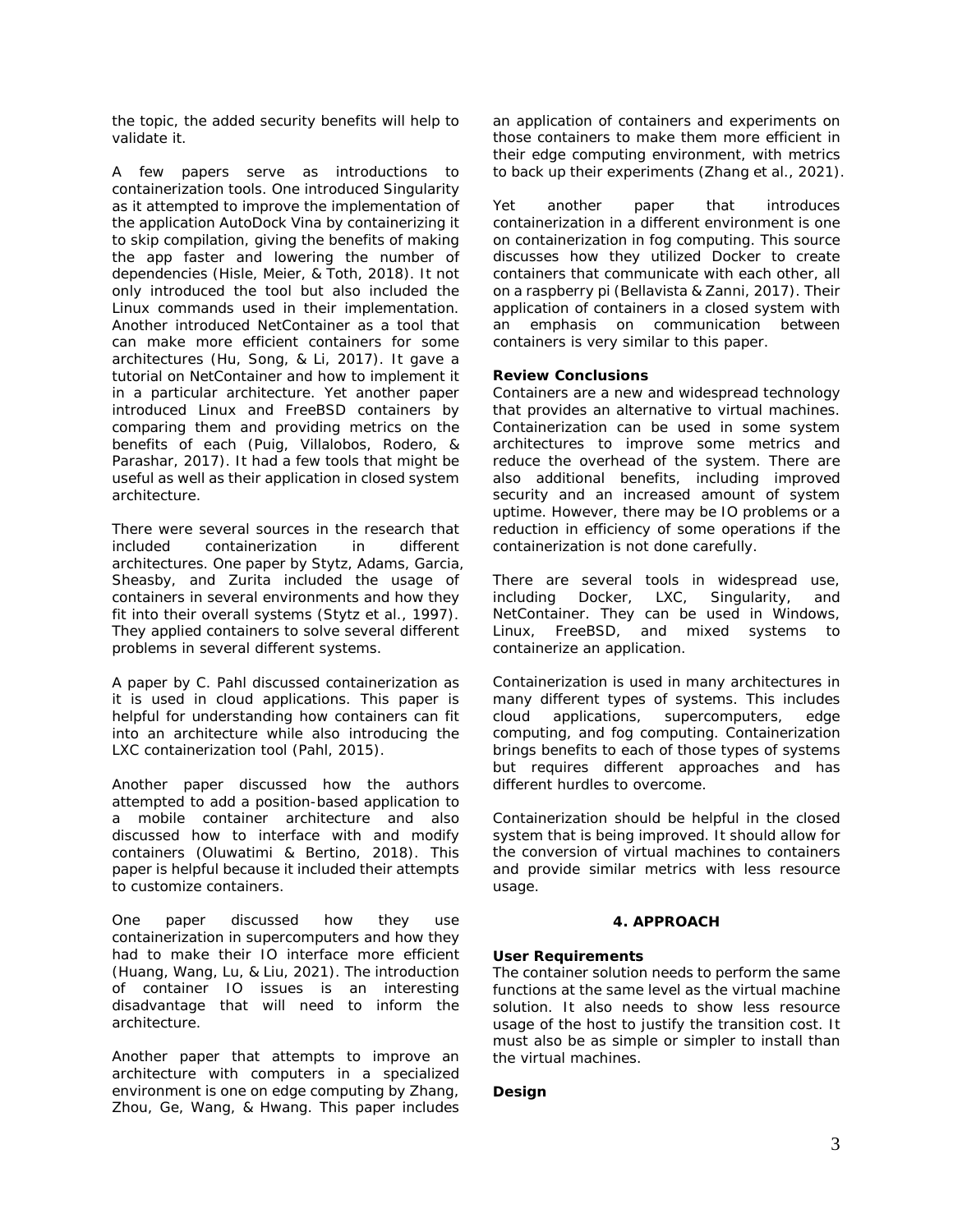the topic, the added security benefits will help to validate it.

A few papers serve as introductions to containerization tools. One introduced Singularity as it attempted to improve the implementation of the application AutoDock Vina by containerizing it to skip compilation, giving the benefits of making the app faster and lowering the number of dependencies (Hisle, Meier, & Toth, 2018). It not only introduced the tool but also included the Linux commands used in their implementation. Another introduced NetContainer as a tool that can make more efficient containers for some architectures (Hu, Song, & Li, 2017). It gave a tutorial on NetContainer and how to implement it in a particular architecture. Yet another paper introduced Linux and FreeBSD containers by comparing them and providing metrics on the benefits of each (Puig, Villalobos, Rodero, & Parashar, 2017). It had a few tools that might be useful as well as their application in closed system architecture.

There were several sources in the research that included containerization in different architectures. One paper by Stytz, Adams, Garcia, Sheasby, and Zurita included the usage of containers in several environments and how they fit into their overall systems (Stytz et al., 1997). They applied containers to solve several different problems in several different systems.

A paper by C. Pahl discussed containerization as it is used in cloud applications. This paper is helpful for understanding how containers can fit into an architecture while also introducing the LXC containerization tool (Pahl, 2015).

Another paper discussed how the authors attempted to add a position-based application to a mobile container architecture and also discussed how to interface with and modify containers (Oluwatimi & Bertino, 2018). This paper is helpful because it included their attempts to customize containers.

One paper discussed how they use containerization in supercomputers and how they had to make their IO interface more efficient (Huang, Wang, Lu, & Liu, 2021). The introduction of container IO issues is an interesting disadvantage that will need to inform the architecture.

Another paper that attempts to improve an architecture with computers in a specialized environment is one on edge computing by Zhang, Zhou, Ge, Wang, & Hwang. This paper includes an application of containers and experiments on those containers to make them more efficient in their edge computing environment, with metrics to back up their experiments (Zhang et al., 2021).

Yet another paper that introduces containerization in a different environment is one on containerization in fog computing. This source discusses how they utilized Docker to create containers that communicate with each other, all on a raspberry pi (Bellavista & Zanni, 2017). Their application of containers in a closed system with an emphasis on communication between containers is very similar to this paper.

**Review Conclusions**

Containers are a new and widespread technology that provides an alternative to virtual machines. Containerization can be used in some system architectures to improve some metrics and reduce the overhead of the system. There are also additional benefits, including improved security and an increased amount of system uptime. However, there may be IO problems or a reduction in efficiency of some operations if the containerization is not done carefully.

There are several tools in widespread use, including Docker, LXC, Singularity, and NetContainer. They can be used in Windows, Linux, FreeBSD, and mixed systems to containerize an application.

Containerization is used in many architectures in many different types of systems. This includes cloud applications, supercomputers, edge computing, and fog computing. Containerization brings benefits to each of those types of systems but requires different approaches and has different hurdles to overcome.

Containerization should be helpful in the closed system that is being improved. It should allow for the conversion of virtual machines to containers and provide similar metrics with less resource usage.

## 4. APPROACH

**User Requirements**

The container solution needs to perform the same functions at the same level as the virtual machine solution. It also needs to show less resource usage of the host to justify the transition cost. It must also be as simple or simpler to install than the virtual machines.

**Design**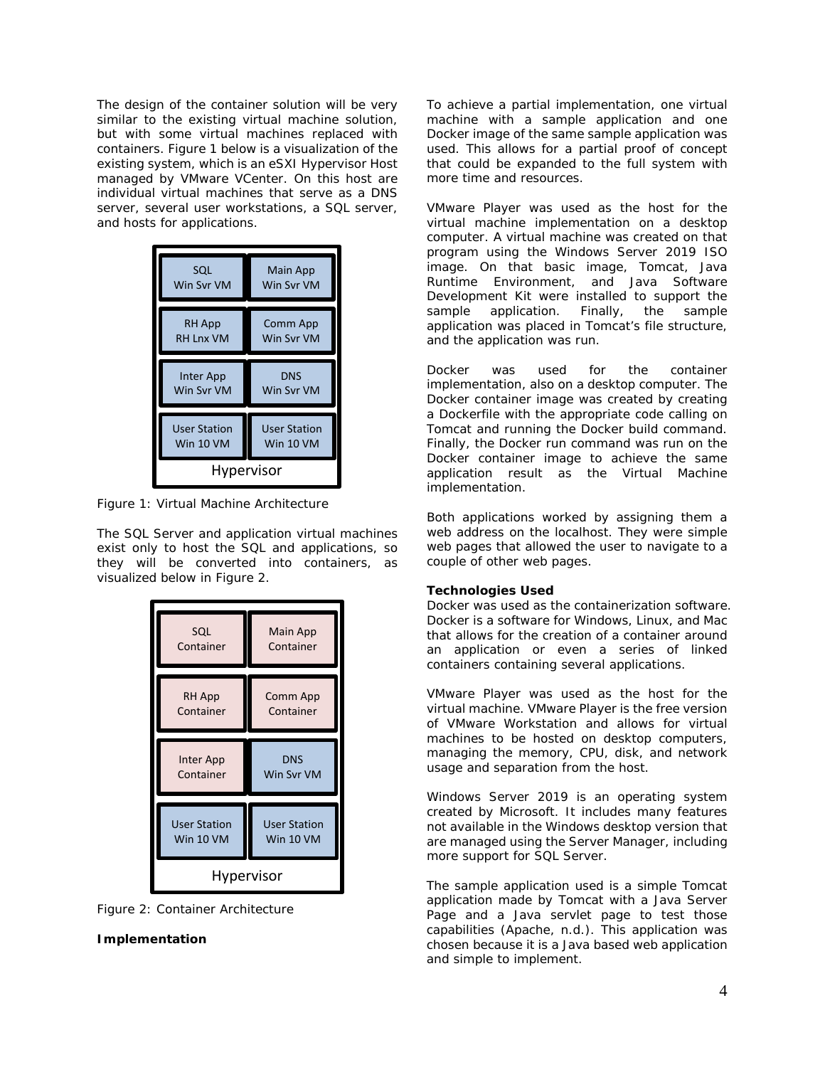The design of the container solution will be very similar to the existing virtual machine solution, but with some virtual machines replaced with containers. Figure 1 below is a visualization of the existing system, which is an eSXI Hypervisor Host managed by VMware VCenter. On this host are individual virtual machines that serve as a DNS server, several user workstations, a SQL server, and hosts for applications.

| SQL Win Svr VM | Main App Win Svr VM |
|---|---|
| RH App RH Lnx VM | Comm App Win Svr VM |
| Inter App Win Svr VM | DNS Win Svr VM |
| User Station Win 10 VM | User Station Win 10 VM |
| Hypervisor | |

Figure 1: Virtual Machine Architecture

The SQL Server and application virtual machines exist only to host the SQL and applications, so they will be converted into containers, as visualized below in Figure 2.

| SQL Container | Main App Container |
|---|---|
| RH App Container | Comm App Container |
| Inter App Container | DNS Win Svr VM |
| User Station Win 10 VM | User Station Win 10 VM |
| Hypervisor | |

Figure 2: Container Architecture

**Implementation**

To achieve a partial implementation, one virtual machine with a sample application and one Docker image of the same sample application was used. This allows for a partial proof of concept that could be expanded to the full system with more time and resources.

VMware Player was used as the host for the virtual machine implementation on a desktop computer. A virtual machine was created on that program using the Windows Server 2019 ISO image. On that basic image, Tomcat, Java Runtime Environment, and Java Software Development Kit were installed to support the sample application. Finally, the sample application was placed in Tomcat's file structure, and the application was run.

Docker was used for the container implementation, also on a desktop computer. The Docker container image was created by creating a Dockerfile with the appropriate code calling on Tomcat and running the Docker build command. Finally, the Docker run command was run on the Docker container image to achieve the same application result as the Virtual Machine implementation.

Both applications worked by assigning them a web address on the localhost. They were simple web pages that allowed the user to navigate to a couple of other web pages.

**Technologies Used**

Docker was used as the containerization software. Docker is a software for Windows, Linux, and Mac that allows for the creation of a container around an application or even a series of linked containers containing several applications.

VMware Player was used as the host for the virtual machine. VMware Player is the free version of VMware Workstation and allows for virtual machines to be hosted on desktop computers, managing the memory, CPU, disk, and network usage and separation from the host.

Windows Server 2019 is an operating system created by Microsoft. It includes many features not available in the Windows desktop version that are managed using the Server Manager, including more support for SQL Server.

The sample application used is a simple Tomcat application made by Tomcat with a Java Server Page and a Java servlet page to test those capabilities (Apache, n.d.). This application was chosen because it is a Java based web application and simple to implement.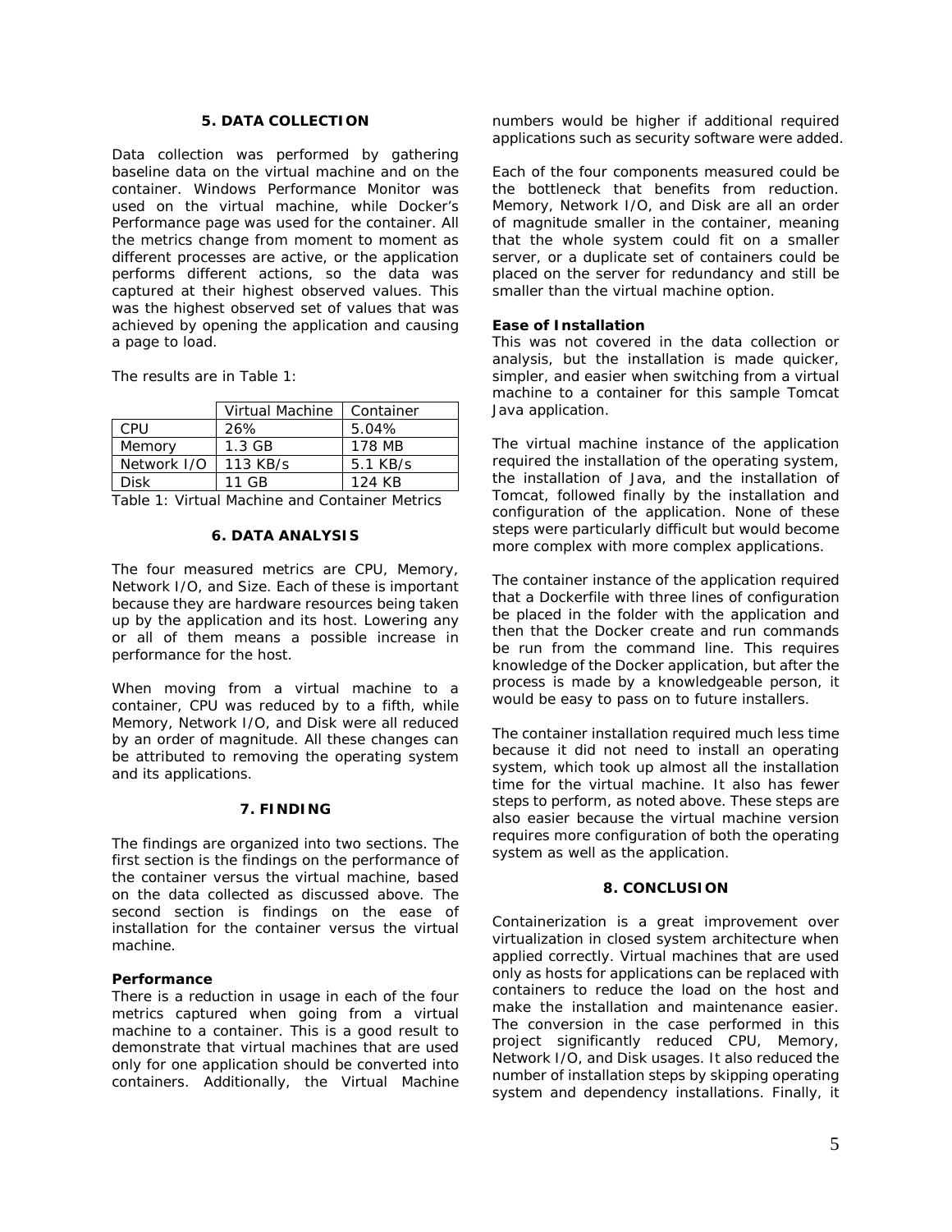## 5. DATA COLLECTION

Data collection was performed by gathering baseline data on the virtual machine and on the container. Windows Performance Monitor was used on the virtual machine, while Docker's Performance page was used for the container. All the metrics change from moment to moment as different processes are active, or the application performs different actions, so the data was captured at their highest observed values. This was the highest observed set of values that was achieved by opening the application and causing a page to load.

The results are in Table 1:

| | Virtual Machine | Container |
|---|---|---|
| CPU | 26% | 5.04% |
| Memory | 1.3 GB | 178 MB |
| Network I/O | 113 KB/s | 5.1 KB/s |
| Disk | 11 GB | 124 KB |

Table 1: Virtual Machine and Container Metrics

## 6. DATA ANALYSIS

The four measured metrics are CPU, Memory, Network I/O, and Size. Each of these is important because they are hardware resources being taken up by the application and its host. Lowering any or all of them means a possible increase in performance for the host.

When moving from a virtual machine to a container, CPU was reduced by to a fifth, while Memory, Network I/O, and Disk were all reduced by an order of magnitude. All these changes can be attributed to removing the operating system and its applications.

## 7. FINDING

The findings are organized into two sections. The first section is the findings on the performance of the container versus the virtual machine, based on the data collected as discussed above. The second section is findings on the ease of installation for the container versus the virtual machine.

**Performance**

There is a reduction in usage in each of the four metrics captured when going from a virtual machine to a container. This is a good result to demonstrate that virtual machines that are used only for one application should be converted into containers. Additionally, the Virtual Machine numbers would be higher if additional required applications such as security software were added.

Each of the four components measured could be the bottleneck that benefits from reduction. Memory, Network I/O, and Disk are all an order of magnitude smaller in the container, meaning that the whole system could fit on a smaller server, or a duplicate set of containers could be placed on the server for redundancy and still be smaller than the virtual machine option.

**Ease of Installation**

This was not covered in the data collection or analysis, but the installation is made quicker, simpler, and easier when switching from a virtual machine to a container for this sample Tomcat Java application.

The virtual machine instance of the application required the installation of the operating system, the installation of Java, and the installation of Tomcat, followed finally by the installation and configuration of the application. None of these steps were particularly difficult but would become more complex with more complex applications.

The container instance of the application required that a Dockerfile with three lines of configuration be placed in the folder with the application and then that the Docker create and run commands be run from the command line. This requires knowledge of the Docker application, but after the process is made by a knowledgeable person, it would be easy to pass on to future installers.

The container installation required much less time because it did not need to install an operating system, which took up almost all the installation time for the virtual machine. It also has fewer steps to perform, as noted above. These steps are also easier because the virtual machine version requires more configuration of both the operating system as well as the application.

## 8. CONCLUSION

Containerization is a great improvement over virtualization in closed system architecture when applied correctly. Virtual machines that are used only as hosts for applications can be replaced with containers to reduce the load on the host and make the installation and maintenance easier. The conversion in the case performed in this project significantly reduced CPU, Memory, Network I/O, and Disk usages. It also reduced the number of installation steps by skipping operating system and dependency installations. Finally, it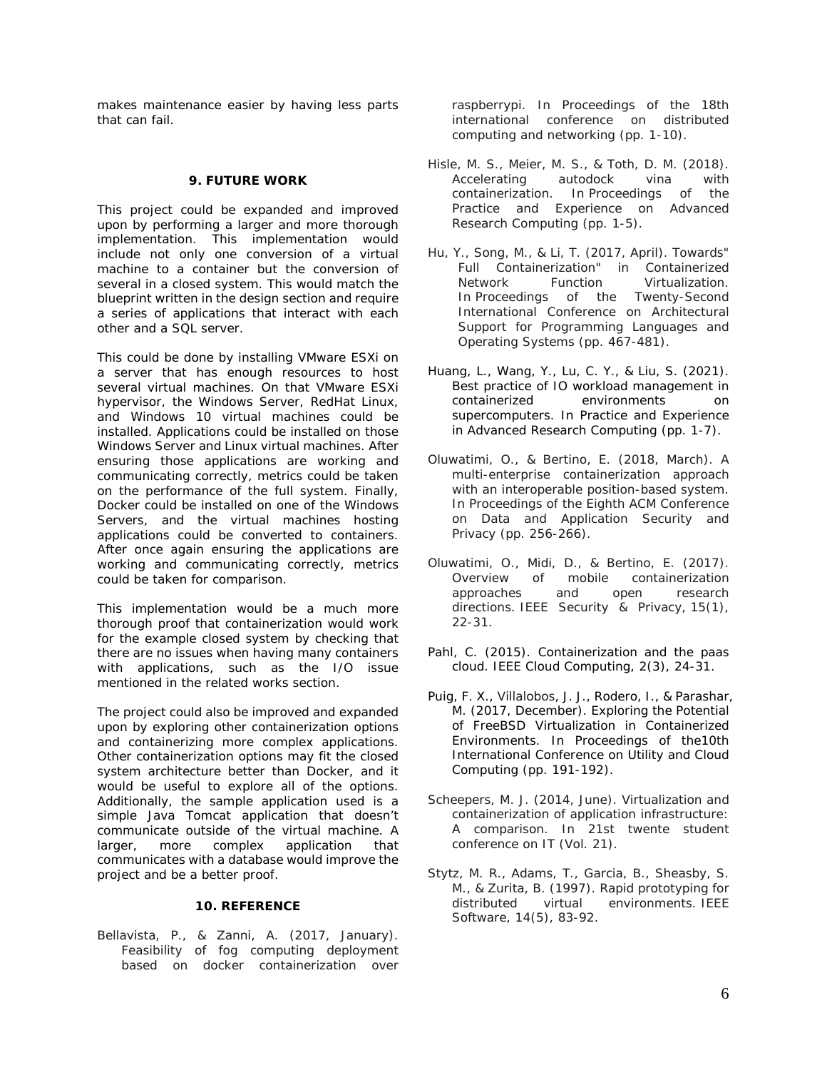makes maintenance easier by having less parts that can fail.

## 9. FUTURE WORK

This project could be expanded and improved upon by performing a larger and more thorough implementation. This implementation would include not only one conversion of a virtual machine to a container but the conversion of several in a closed system. This would match the blueprint written in the design section and require a series of applications that interact with each other and a SQL server.

This could be done by installing VMware ESXi on a server that has enough resources to host several virtual machines. On that VMware ESXi hypervisor, the Windows Server, RedHat Linux, and Windows 10 virtual machines could be installed. Applications could be installed on those Windows Server and Linux virtual machines. After ensuring those applications are working and communicating correctly, metrics could be taken on the performance of the full system. Finally, Docker could be installed on one of the Windows Servers, and the virtual machines hosting applications could be converted to containers. After once again ensuring the applications are working and communicating correctly, metrics could be taken for comparison.

This implementation would be a much more thorough proof that containerization would work for the example closed system by checking that there are no issues when having many containers with applications, such as the I/O issue mentioned in the related works section.

The project could also be improved and expanded upon by exploring other containerization options and containerizing more complex applications. Other containerization options may fit the closed system architecture better than Docker, and it would be useful to explore all of the options. Additionally, the sample application used is a simple Java Tomcat application that doesn't communicate outside of the virtual machine. A larger, more complex application that communicates with a database would improve the project and be a better proof.

## 10. REFERENCE

Bellavista, P., & Zanni, A. (2017, January). Feasibility of fog computing deployment based on docker containerization over raspberrypi. In Proceedings of the 18th international conference on distributed computing and networking (pp. 1-10).

Hisle, M. S., Meier, M. S., & Toth, D. M. (2018). Accelerating autodock vina with containerization. In Proceedings of the Practice and Experience on Advanced Research Computing (pp. 1-5).

Hu, Y., Song, M., & Li, T. (2017, April). Towards" Full Containerization" in Containerized Network Function Virtualization. In Proceedings of the Twenty-Second International Conference on Architectural Support for Programming Languages and Operating Systems (pp. 467-481).

Huang, L., Wang, Y., Lu, C. Y., & Liu, S. (2021). Best practice of IO workload management in containerized environments on supercomputers. In Practice and Experience in Advanced Research Computing (pp. 1-7).

Oluwatimi, O., & Bertino, E. (2018, March). A multi-enterprise containerization approach with an interoperable position-based system. In Proceedings of the Eighth ACM Conference on Data and Application Security and Privacy (pp. 256-266).

Oluwatimi, O., Midi, D., & Bertino, E. (2017). Overview of mobile containerization approaches and open research directions. IEEE Security & Privacy, 15(1), 22-31.

Pahl, C. (2015). Containerization and the paas cloud. IEEE Cloud Computing, 2(3), 24-31.

Puig, F. X., Villalobos, J. J., Rodero, I., & Parashar, M. (2017, December). Exploring the Potential of FreeBSD Virtualization in Containerized Environments. In Proceedings of the10th International Conference on Utility and Cloud Computing (pp. 191-192).

Scheepers, M. J. (2014, June). Virtualization and containerization of application infrastructure: A comparison. In 21st twente student conference on IT (Vol. 21).

Stytz, M. R., Adams, T., Garcia, B., Sheasby, S. M., & Zurita, B. (1997). Rapid prototyping for distributed virtual environments. IEEE Software, 14(5), 83-92.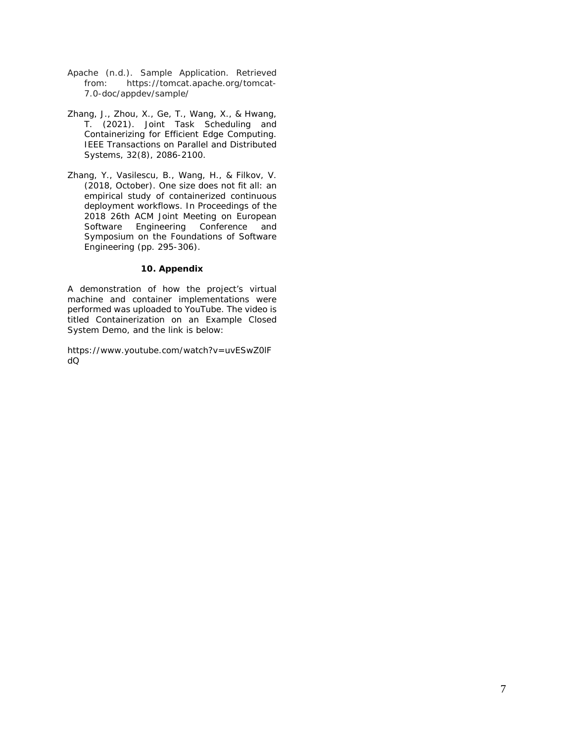Apache (n.d.). Sample Application. Retrieved from: https://tomcat.apache.org/tomcat-7.0-doc/appdev/sample/

Zhang, J., Zhou, X., Ge, T., Wang, X., & Hwang, T. (2021). Joint Task Scheduling and Containerizing for Efficient Edge Computing. IEEE Transactions on Parallel and Distributed Systems, 32(8), 2086-2100.

Zhang, Y., Vasilescu, B., Wang, H., & Filkov, V. (2018, October). One size does not fit all: an empirical study of containerized continuous deployment workflows. In Proceedings of the 2018 26th ACM Joint Meeting on European Software Engineering Conference and Symposium on the Foundations of Software Engineering (pp. 295-306).

## 10. Appendix

A demonstration of how the project's virtual machine and container implementations were performed was uploaded to YouTube. The video is titled Containerization on an Example Closed System Demo, and the link is below:

https://www.youtube.com/watch?v=uvESwZ0lFdQ